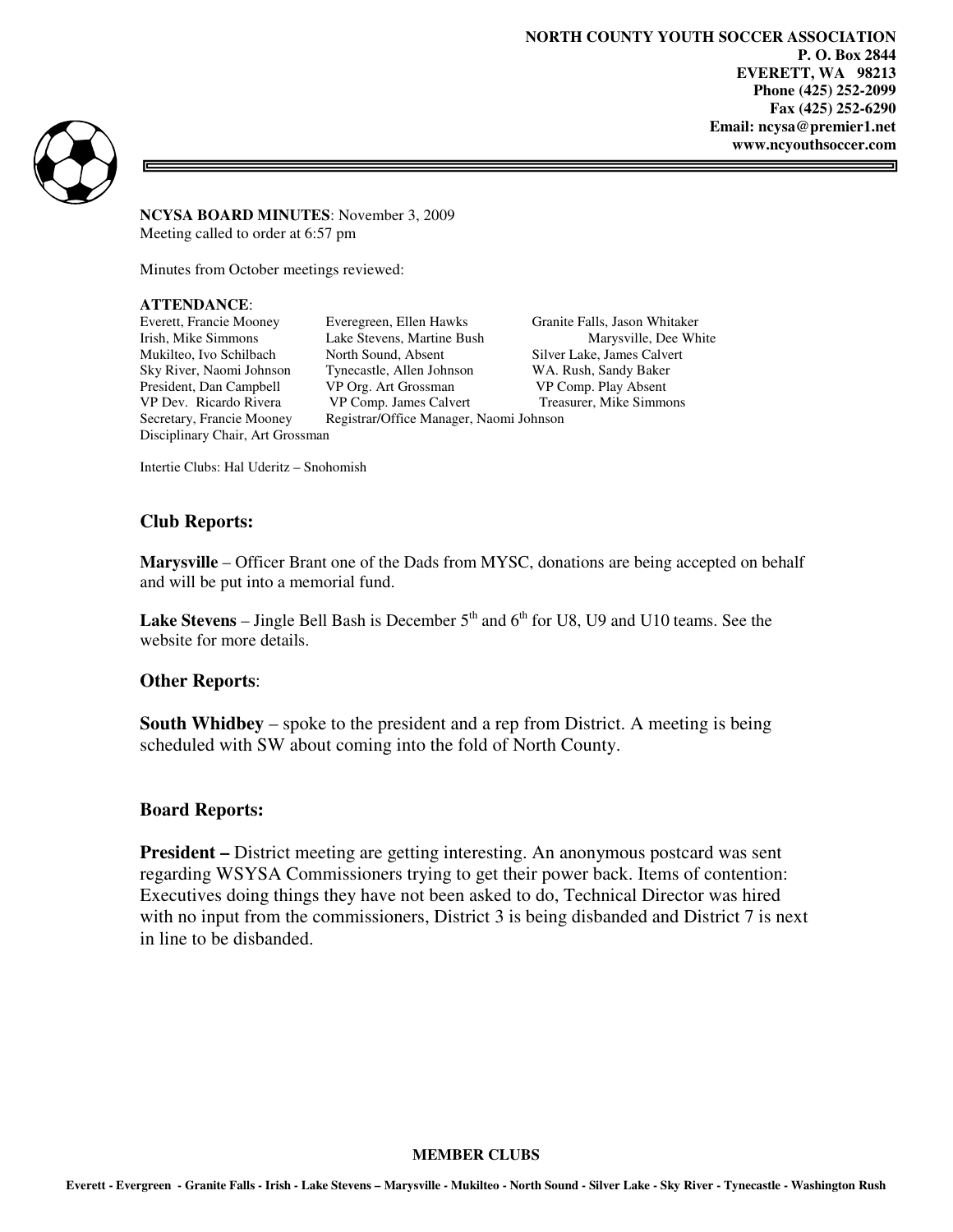**NORTH COUNTY YOUTH SOCCER ASSOCIATION**
**P. O. Box 2844**
**EVERETT, WA 98213**
**Phone (425) 252-2099**
**Fax (425) 252-6290**
**Email: ncysa@premier1.net**
**www.ncyouthsoccer.com**

**NCYSA BOARD MINUTES**: November 3, 2009
Meeting called to order at 6:57 pm

Minutes from October meetings reviewed:

**ATTENDANCE**:

| | | |
|---|---|---|
| Everett, Francie Mooney | Everegreen, Ellen Hawks | Granite Falls, Jason Whitaker |
| Irish, Mike Simmons | Lake Stevens, Martine Bush | Marysville, Dee White |
| Mukilteo, Ivo Schilbach | North Sound, Absent | Silver Lake, James Calvert |
| Sky River, Naomi Johnson | Tynecastle, Allen Johnson | WA. Rush, Sandy Baker |
| President, Dan Campbell | VP Org. Art Grossman | VP Comp. Play Absent |
| VP Dev. Ricardo Rivera | VP Comp. James Calvert | Treasurer, Mike Simmons |
| Secretary, Francie Mooney | Registrar/Office Manager, Naomi Johnson | |
| Disciplinary Chair, Art Grossman | | |

Intertie Clubs: Hal Uderitz – Snohomish

## Club Reports:

**Marysville** – Officer Brant one of the Dads from MYSC, donations are being accepted on behalf and will be put into a memorial fund.

**Lake Stevens** – Jingle Bell Bash is December 5th and 6th for U8, U9 and U10 teams. See the website for more details.

## Other Reports:

**South Whidbey** – spoke to the president and a rep from District. A meeting is being scheduled with SW about coming into the fold of North County.

## Board Reports:

**President –** District meeting are getting interesting. An anonymous postcard was sent regarding WSYSA Commissioners trying to get their power back. Items of contention: Executives doing things they have not been asked to do, Technical Director was hired with no input from the commissioners, District 3 is being disbanded and District 7 is next in line to be disbanded.

**MEMBER CLUBS**

**Everett - Evergreen - Granite Falls - Irish - Lake Stevens – Marysville - Mukilteo - North Sound - Silver Lake - Sky River - Tynecastle - Washington Rush**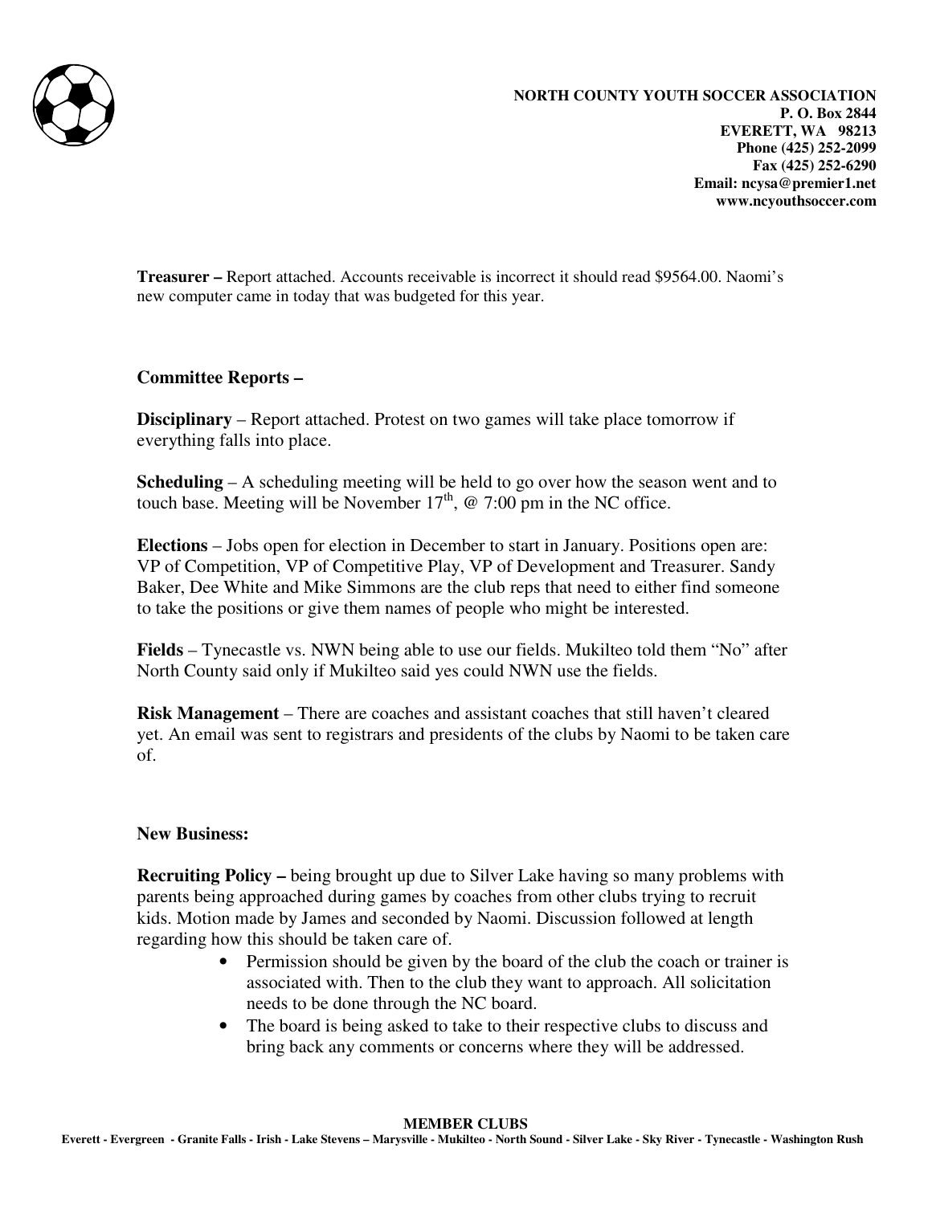**Treasurer –** Report attached. Accounts receivable is incorrect it should read $9564.00. Naomi's new computer came in today that was budgeted for this year.

**Committee Reports –**

**Disciplinary** – Report attached. Protest on two games will take place tomorrow if everything falls into place.

**Scheduling** – A scheduling meeting will be held to go over how the season went and to touch base. Meeting will be November 17th, @ 7:00 pm in the NC office.

**Elections** – Jobs open for election in December to start in January. Positions open are: VP of Competition, VP of Competitive Play, VP of Development and Treasurer. Sandy Baker, Dee White and Mike Simmons are the club reps that need to either find someone to take the positions or give them names of people who might be interested.

**Fields** – Tynecastle vs. NWN being able to use our fields. Mukilteo told them "No" after North County said only if Mukilteo said yes could NWN use the fields.

**Risk Management** – There are coaches and assistant coaches that still haven't cleared yet. An email was sent to registrars and presidents of the clubs by Naomi to be taken care of.

**New Business:**

**Recruiting Policy –** being brought up due to Silver Lake having so many problems with parents being approached during games by coaches from other clubs trying to recruit kids. Motion made by James and seconded by Naomi. Discussion followed at length regarding how this should be taken care of.

- Permission should be given by the board of the club the coach or trainer is associated with. Then to the club they want to approach. All solicitation needs to be done through the NC board.
- The board is being asked to take to their respective clubs to discuss and bring back any comments or concerns where they will be addressed.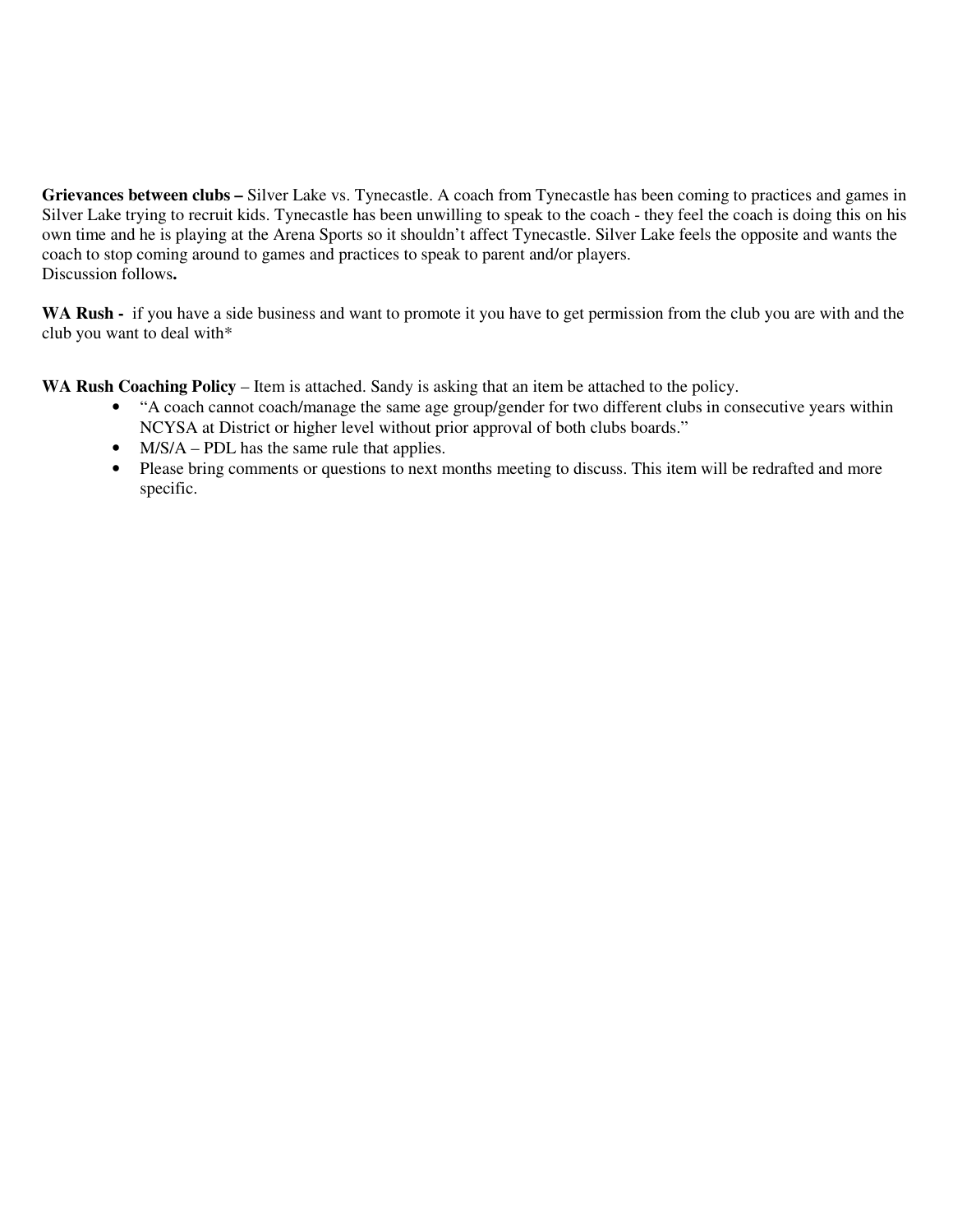**Grievances between clubs –** Silver Lake vs. Tynecastle. A coach from Tynecastle has been coming to practices and games in Silver Lake trying to recruit kids. Tynecastle has been unwilling to speak to the coach - they feel the coach is doing this on his own time and he is playing at the Arena Sports so it shouldn't affect Tynecastle. Silver Lake feels the opposite and wants the coach to stop coming around to games and practices to speak to parent and/or players.
Discussion follows**.**

**WA Rush -** if you have a side business and want to promote it you have to get permission from the club you are with and the club you want to deal with*

**WA Rush Coaching Policy** – Item is attached. Sandy is asking that an item be attached to the policy.

- "A coach cannot coach/manage the same age group/gender for two different clubs in consecutive years within NCYSA at District or higher level without prior approval of both clubs boards."
- M/S/A – PDL has the same rule that applies.
- Please bring comments or questions to next months meeting to discuss. This item will be redrafted and more specific.